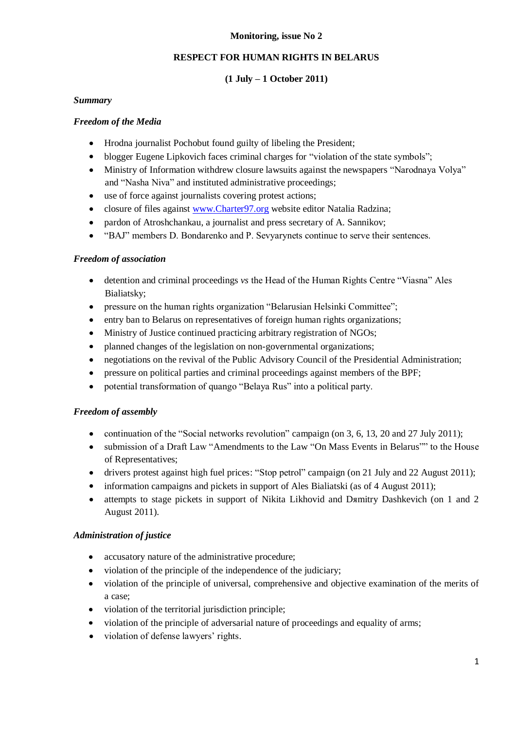**Monitoring, issue No 2**

**RESPECT FOR HUMAN RIGHTS IN BELARUS**

**(1 July – 1 October 2011)**

***Summary***

***Freedom of the Media***

- Hrodna journalist Pochobut found guilty of libeling the President;
- blogger Eugene Lipkovich faces criminal charges for "violation of the state symbols";
- Ministry of Information withdrew closure lawsuits against the newspapers "Narodnaya Volya" and "Nasha Niva" and instituted administrative proceedings;
- use of force against journalists covering protest actions;
- closure of files against www.Charter97.org website editor Natalia Radzina;
- pardon of Atroshchankau, a journalist and press secretary of A. Sannikov;
- "BAJ" members D. Bondarenko and P. Sevyarynets continue to serve their sentences.

***Freedom of association***

- detention and criminal proceedings *vs* the Head of the Human Rights Centre "Viasna" Ales Bialiatsky;
- pressure on the human rights organization "Belarusian Helsinki Committee";
- entry ban to Belarus on representatives of foreign human rights organizations;
- Ministry of Justice continued practicing arbitrary registration of NGOs;
- planned changes of the legislation on non-governmental organizations;
- negotiations on the revival of the Public Advisory Council of the Presidential Administration;
- pressure on political parties and criminal proceedings against members of the BPF;
- potential transformation of quango "Belaya Rus" into a political party.

***Freedom of assembly***

- continuation of the "Social networks revolution" campaign (on 3, 6, 13, 20 and 27 July 2011);
- submission of a Draft Law "Amendments to the Law "On Mass Events in Belarus"" to the House of Representatives;
- drivers protest against high fuel prices: "Stop petrol" campaign (on 21 July and 22 August 2011);
- information campaigns and pickets in support of Ales Bialiatski (as of 4 August 2011);
- attempts to stage pickets in support of Nikita Likhovid and Dяmitry Dashkevich (on 1 and 2 August 2011).

***Administration of justice***

- accusatory nature of the administrative procedure;
- violation of the principle of the independence of the judiciary;
- violation of the principle of universal, comprehensive and objective examination of the merits of a case;
- violation of the territorial jurisdiction principle;
- violation of the principle of adversarial nature of proceedings and equality of arms;
- violation of defense lawyers' rights.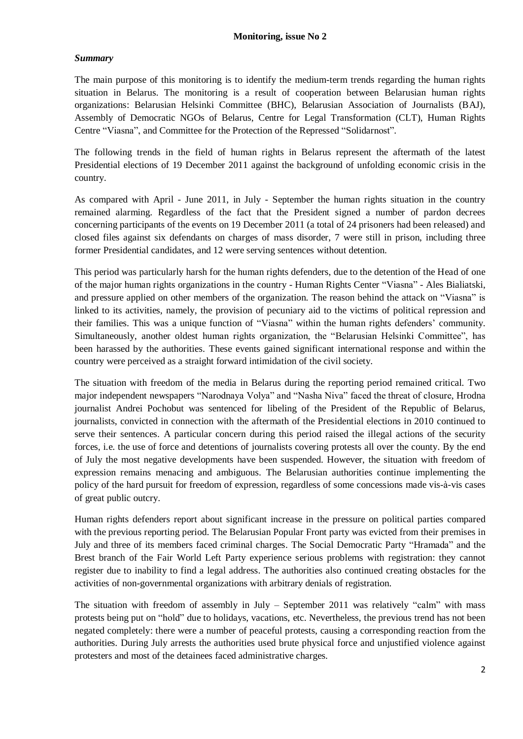**Monitoring, issue No 2**

***Summary***

The main purpose of this monitoring is to identify the medium-term trends regarding the human rights situation in Belarus. The monitoring is a result of cooperation between Belarusian human rights organizations: Belarusian Helsinki Committee (BHC), Belarusian Association of Journalists (BAJ), Assembly of Democratic NGOs of Belarus, Centre for Legal Transformation (CLT), Human Rights Centre "Viasna", and Committee for the Protection of the Repressed "Solidarnost".

The following trends in the field of human rights in Belarus represent the aftermath of the latest Presidential elections of 19 December 2011 against the background of unfolding economic crisis in the country.

As compared with April - June 2011, in July - September the human rights situation in the country remained alarming. Regardless of the fact that the President signed a number of pardon decrees concerning participants of the events on 19 December 2011 (a total of 24 prisoners had been released) and closed files against six defendants on charges of mass disorder, 7 were still in prison, including three former Presidential candidates, and 12 were serving sentences without detention.

This period was particularly harsh for the human rights defenders, due to the detention of the Head of one of the major human rights organizations in the country - Human Rights Center "Viasna" - Ales Bialiatski, and pressure applied on other members of the organization. The reason behind the attack on "Viasna" is linked to its activities, namely, the provision of pecuniary aid to the victims of political repression and their families. This was a unique function of "Viasna" within the human rights defenders' community. Simultaneously, another oldest human rights organization, the "Belarusian Helsinki Committee", has been harassed by the authorities. These events gained significant international response and within the country were perceived as a straight forward intimidation of the civil society.

The situation with freedom of the media in Belarus during the reporting period remained critical. Two major independent newspapers "Narodnaya Volya" and "Nasha Niva" faced the threat of closure, Hrodna journalist Andrei Pochobut was sentenced for libeling of the President of the Republic of Belarus, journalists, convicted in connection with the aftermath of the Presidential elections in 2010 continued to serve their sentences. A particular concern during this period raised the illegal actions of the security forces, i.e. the use of force and detentions of journalists covering protests all over the county. By the end of July the most negative developments have been suspended. However, the situation with freedom of expression remains menacing and ambiguous. The Belarusian authorities continue implementing the policy of the hard pursuit for freedom of expression, regardless of some concessions made vis-à-vis cases of great public outcry.

Human rights defenders report about significant increase in the pressure on political parties compared with the previous reporting period. The Belarusian Popular Front party was evicted from their premises in July and three of its members faced criminal charges. The Social Democratic Party "Hramada" and the Brest branch of the Fair World Left Party experience serious problems with registration: they cannot register due to inability to find a legal address. The authorities also continued creating obstacles for the activities of non-governmental organizations with arbitrary denials of registration.

The situation with freedom of assembly in July – September 2011 was relatively "calm" with mass protests being put on "hold" due to holidays, vacations, etc. Nevertheless, the previous trend has not been negated completely: there were a number of peaceful protests, causing a corresponding reaction from the authorities. During July arrests the authorities used brute physical force and unjustified violence against protesters and most of the detainees faced administrative charges.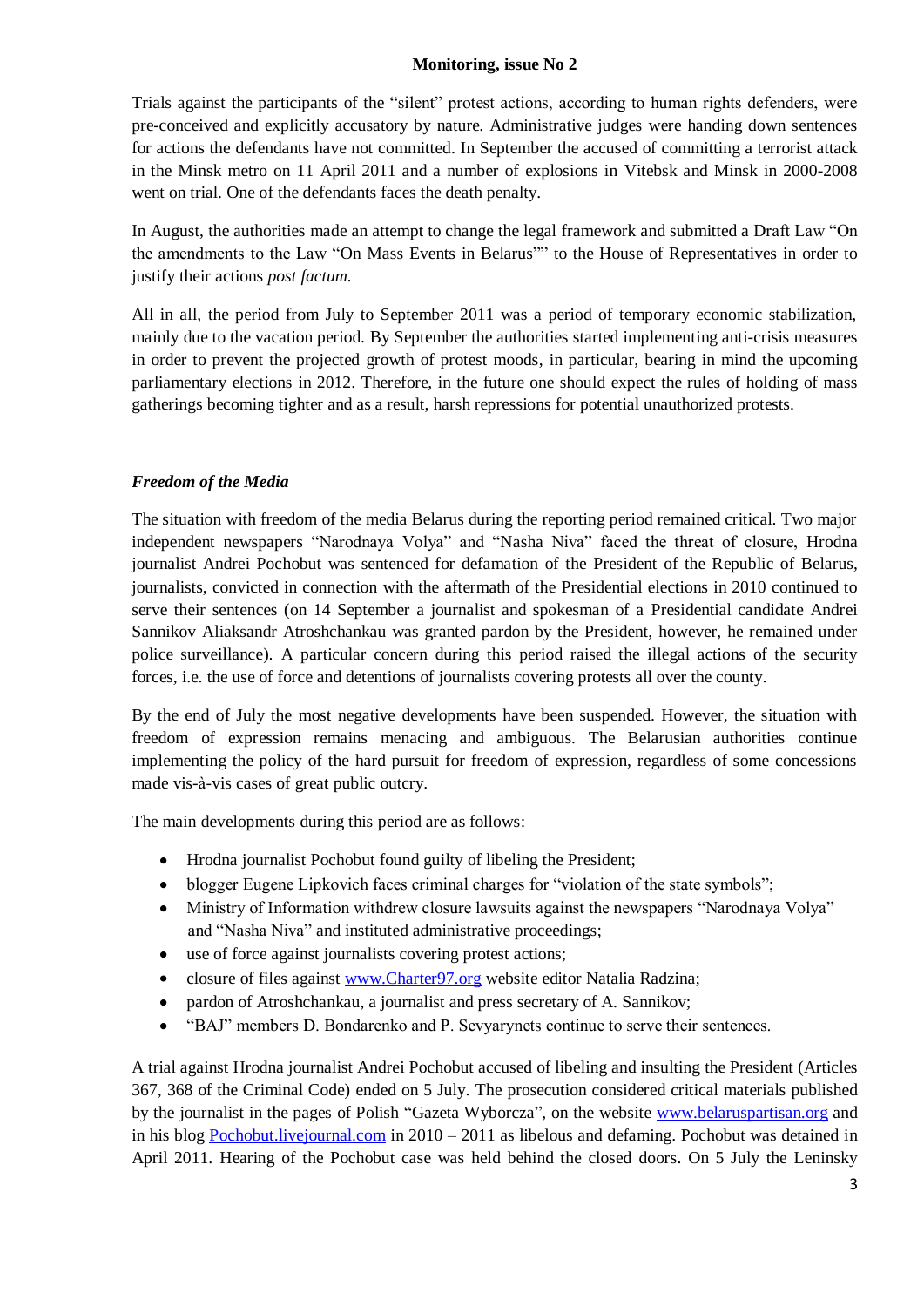Trials against the participants of the "silent" protest actions, according to human rights defenders, were pre-conceived and explicitly accusatory by nature. Administrative judges were handing down sentences for actions the defendants have not committed. In September the accused of committing a terrorist attack in the Minsk metro on 11 April 2011 and a number of explosions in Vitebsk and Minsk in 2000-2008 went on trial. One of the defendants faces the death penalty.

In August, the authorities made an attempt to change the legal framework and submitted a Draft Law "On the amendments to the Law "On Mass Events in Belarus"" to the House of Representatives in order to justify their actions *post factum.*

All in all, the period from July to September 2011 was a period of temporary economic stabilization, mainly due to the vacation period. By September the authorities started implementing anti-crisis measures in order to prevent the projected growth of protest moods, in particular, bearing in mind the upcoming parliamentary elections in 2012. Therefore, in the future one should expect the rules of holding of mass gatherings becoming tighter and as a result, harsh repressions for potential unauthorized protests.

### *Freedom of the Media*

The situation with freedom of the media Belarus during the reporting period remained critical. Two major independent newspapers "Narodnaya Volya" and "Nasha Niva" faced the threat of closure, Hrodna journalist Andrei Pochobut was sentenced for defamation of the President of the Republic of Belarus, journalists, convicted in connection with the aftermath of the Presidential elections in 2010 continued to serve their sentences (on 14 September a journalist and spokesman of a Presidential candidate Andrei Sannikov Aliaksandr Atroshchankau was granted pardon by the President, however, he remained under police surveillance). A particular concern during this period raised the illegal actions of the security forces, i.e. the use of force and detentions of journalists covering protests all over the county.

By the end of July the most negative developments have been suspended. However, the situation with freedom of expression remains menacing and ambiguous. The Belarusian authorities continue implementing the policy of the hard pursuit for freedom of expression, regardless of some concessions made vis-à-vis cases of great public outcry.

The main developments during this period are as follows:

- Hrodna journalist Pochobut found guilty of libeling the President;
- blogger Eugene Lipkovich faces criminal charges for "violation of the state symbols";
- Ministry of Information withdrew closure lawsuits against the newspapers "Narodnaya Volya" and "Nasha Niva" and instituted administrative proceedings;
- use of force against journalists covering protest actions;
- closure of files against www.Charter97.org website editor Natalia Radzina;
- pardon of Atroshchankau, a journalist and press secretary of A. Sannikov;
- "BAJ" members D. Bondarenko and P. Sevyarynets continue to serve their sentences.

A trial against Hrodna journalist Andrei Pochobut accused of libeling and insulting the President (Articles 367, 368 of the Criminal Code) ended on 5 July. The prosecution considered critical materials published by the journalist in the pages of Polish "Gazeta Wyborcza", on the website www.belaruspartisan.org and in his blog Pochobut.livejournal.com in 2010 – 2011 as libelous and defaming. Pochobut was detained in April 2011. Hearing of the Pochobut case was held behind the closed doors. On 5 July the Leninsky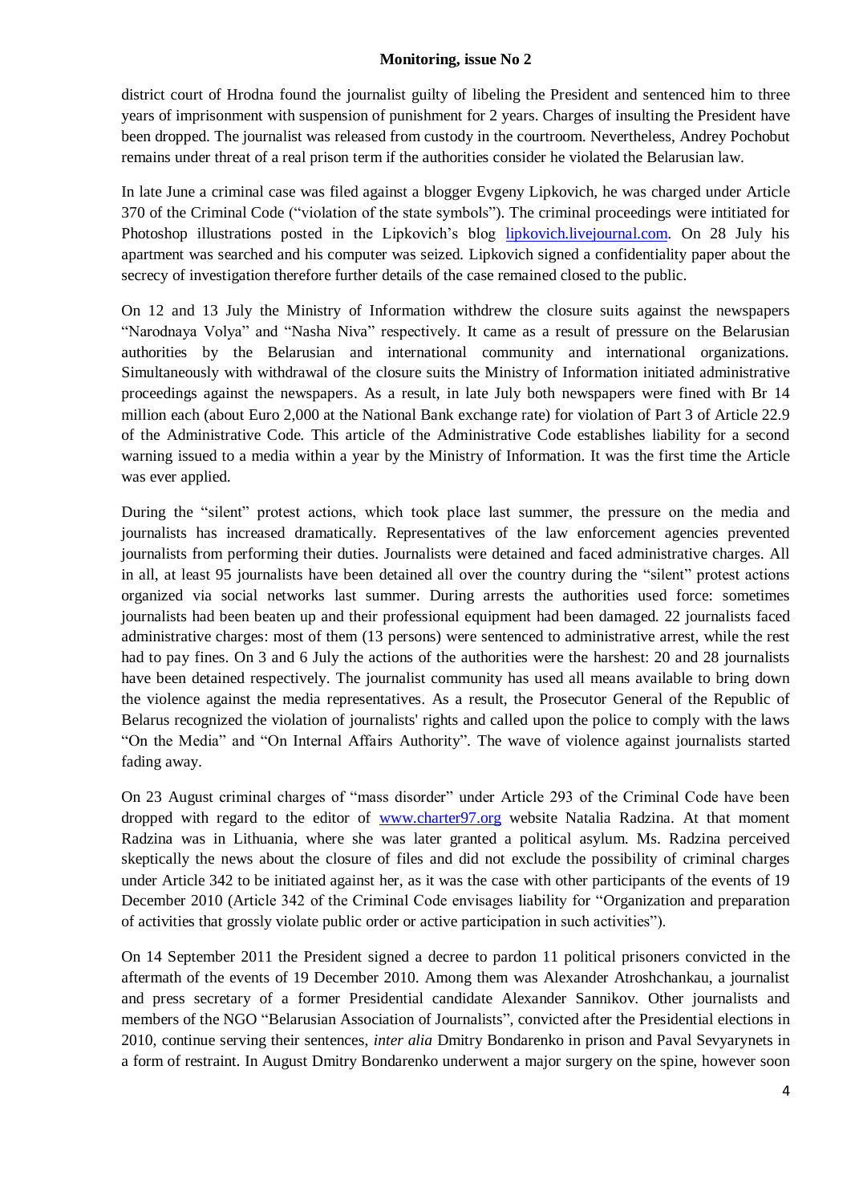district court of Hrodna found the journalist guilty of libeling the President and sentenced him to three years of imprisonment with suspension of punishment for 2 years. Charges of insulting the President have been dropped. The journalist was released from custody in the courtroom. Nevertheless, Andrey Pochobut remains under threat of a real prison term if the authorities consider he violated the Belarusian law.

In late June a criminal case was filed against a blogger Evgeny Lipkovich, he was charged under Article 370 of the Criminal Code ("violation of the state symbols"). The criminal proceedings were intitiated for Photoshop illustrations posted in the Lipkovich's blog [lipkovich.livejournal.com](lipkovich.livejournal.com). On 28 July his apartment was searched and his computer was seized. Lipkovich signed a confidentiality paper about the secrecy of investigation therefore further details of the case remained closed to the public.

On 12 and 13 July the Ministry of Information withdrew the closure suits against the newspapers "Narodnaya Volya" and "Nasha Niva" respectively. It came as a result of pressure on the Belarusian authorities by the Belarusian and international community and international organizations. Simultaneously with withdrawal of the closure suits the Ministry of Information initiated administrative proceedings against the newspapers. As a result, in late July both newspapers were fined with Br 14 million each (about Euro 2,000 at the National Bank exchange rate) for violation of Part 3 of Article 22.9 of the Administrative Code. This article of the Administrative Code establishes liability for a second warning issued to a media within a year by the Ministry of Information. It was the first time the Article was ever applied.

During the "silent" protest actions, which took place last summer, the pressure on the media and journalists has increased dramatically. Representatives of the law enforcement agencies prevented journalists from performing their duties. Journalists were detained and faced administrative charges. All in all, at least 95 journalists have been detained all over the country during the "silent" protest actions organized via social networks last summer. During arrests the authorities used force: sometimes journalists had been beaten up and their professional equipment had been damaged. 22 journalists faced administrative charges: most of them (13 persons) were sentenced to administrative arrest, while the rest had to pay fines. On 3 and 6 July the actions of the authorities were the harshest: 20 and 28 journalists have been detained respectively. The journalist community has used all means available to bring down the violence against the media representatives. As a result, the Prosecutor General of the Republic of Belarus recognized the violation of journalists' rights and called upon the police to comply with the laws "On the Media" and "On Internal Affairs Authority". The wave of violence against journalists started fading away.

On 23 August criminal charges of "mass disorder" under Article 293 of the Criminal Code have been dropped with regard to the editor of [www.charter97.org](www.charter97.org) website Natalia Radzina. At that moment Radzina was in Lithuania, where she was later granted a political asylum. Ms. Radzina perceived skeptically the news about the closure of files and did not exclude the possibility of criminal charges under Article 342 to be initiated against her, as it was the case with other participants of the events of 19 December 2010 (Article 342 of the Criminal Code envisages liability for "Organization and preparation of activities that grossly violate public order or active participation in such activities").

On 14 September 2011 the President signed a decree to pardon 11 political prisoners convicted in the aftermath of the events of 19 December 2010. Among them was Alexander Atroshchankau, a journalist and press secretary of a former Presidential candidate Alexander Sannikov. Other journalists and members of the NGO "Belarusian Association of Journalists", convicted after the Presidential elections in 2010, continue serving their sentences, *inter alia* Dmitry Bondarenko in prison and Paval Sevyarynets in a form of restraint. In August Dmitry Bondarenko underwent a major surgery on the spine, however soon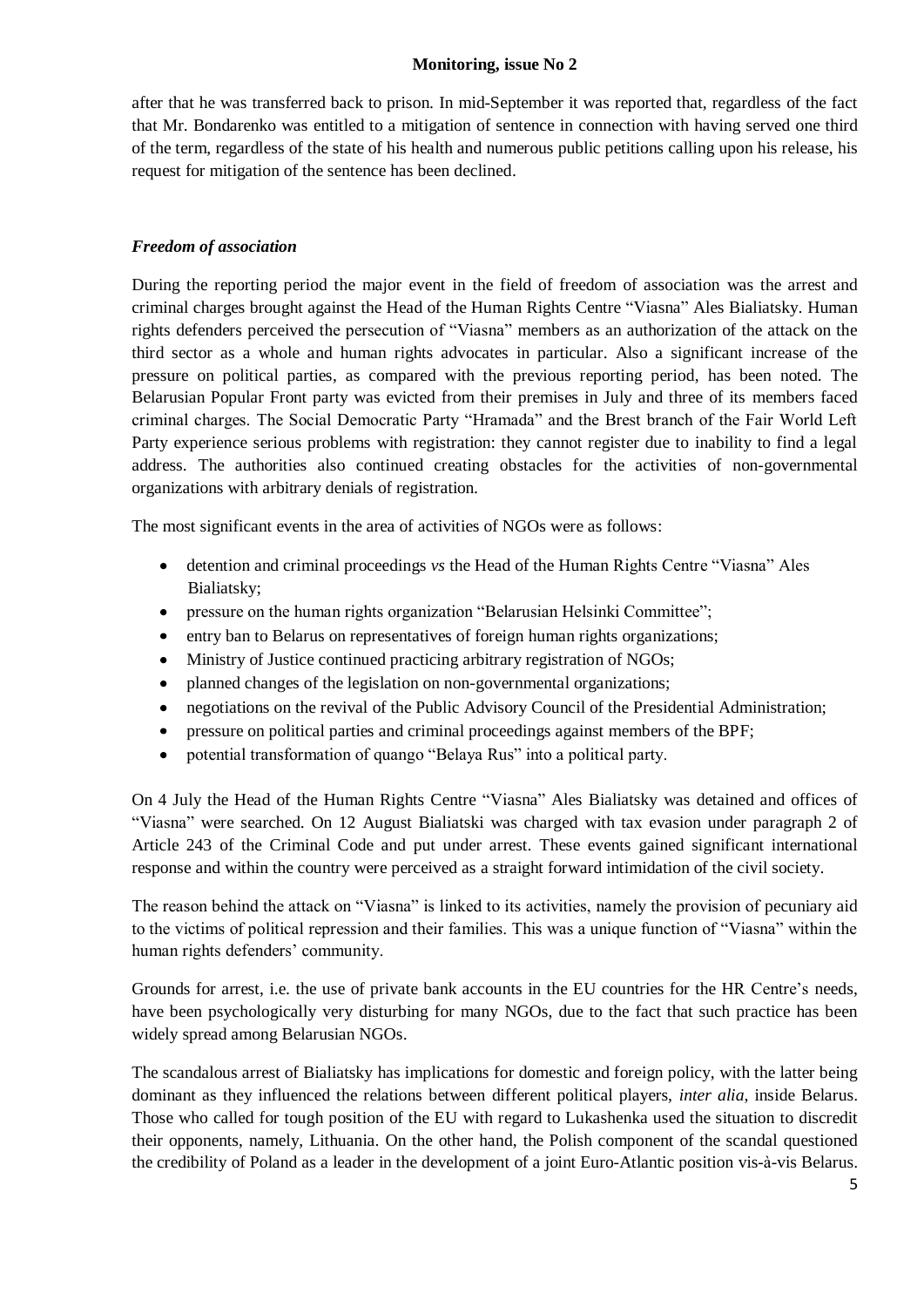after that he was transferred back to prison. In mid-September it was reported that, regardless of the fact that Mr. Bondarenko was entitled to a mitigation of sentence in connection with having served one third of the term, regardless of the state of his health and numerous public petitions calling upon his release, his request for mitigation of the sentence has been declined.

### *Freedom of association*

During the reporting period the major event in the field of freedom of association was the arrest and criminal charges brought against the Head of the Human Rights Centre "Viasna" Ales Bialiatsky. Human rights defenders perceived the persecution of "Viasna" members as an authorization of the attack on the third sector as a whole and human rights advocates in particular. Also a significant increase of the pressure on political parties, as compared with the previous reporting period, has been noted. The Belarusian Popular Front party was evicted from their premises in July and three of its members faced criminal charges. The Social Democratic Party "Hramada" and the Brest branch of the Fair World Left Party experience serious problems with registration: they cannot register due to inability to find a legal address. The authorities also continued creating obstacles for the activities of non-governmental organizations with arbitrary denials of registration.

The most significant events in the area of activities of NGOs were as follows:

- detention and criminal proceedings *vs* the Head of the Human Rights Centre "Viasna" Ales Bialiatsky;
- pressure on the human rights organization "Belarusian Helsinki Committee";
- entry ban to Belarus on representatives of foreign human rights organizations;
- Ministry of Justice continued practicing arbitrary registration of NGOs;
- planned changes of the legislation on non-governmental organizations;
- negotiations on the revival of the Public Advisory Council of the Presidential Administration;
- pressure on political parties and criminal proceedings against members of the BPF;
- potential transformation of quango "Belaya Rus" into a political party.

On 4 July the Head of the Human Rights Centre "Viasna" Ales Bialiatsky was detained and offices of "Viasna" were searched. On 12 August Bialiatski was charged with tax evasion under paragraph 2 of Article 243 of the Criminal Code and put under arrest. These events gained significant international response and within the country were perceived as a straight forward intimidation of the civil society.

The reason behind the attack on "Viasna" is linked to its activities, namely the provision of pecuniary aid to the victims of political repression and their families. This was a unique function of "Viasna" within the human rights defenders' community.

Grounds for arrest, i.e. the use of private bank accounts in the EU countries for the HR Centre's needs, have been psychologically very disturbing for many NGOs, due to the fact that such practice has been widely spread among Belarusian NGOs.

The scandalous arrest of Bialiatsky has implications for domestic and foreign policy, with the latter being dominant as they influenced the relations between different political players, *inter alia*, inside Belarus. Those who called for tough position of the EU with regard to Lukashenka used the situation to discredit their opponents, namely, Lithuania. On the other hand, the Polish component of the scandal questioned the credibility of Poland as a leader in the development of a joint Euro-Atlantic position vis-à-vis Belarus.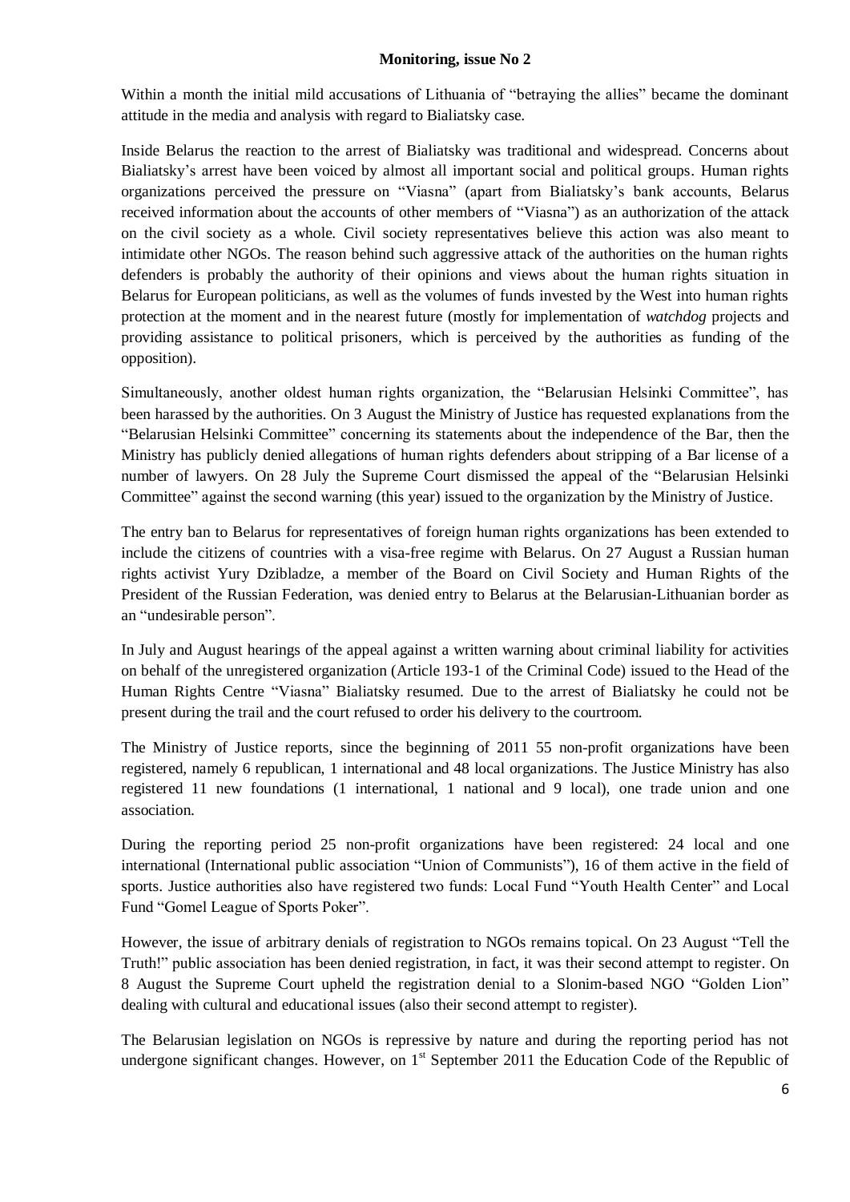Within a month the initial mild accusations of Lithuania of "betraying the allies" became the dominant attitude in the media and analysis with regard to Bialiatsky case.

Inside Belarus the reaction to the arrest of Bialiatsky was traditional and widespread. Concerns about Bialiatsky's arrest have been voiced by almost all important social and political groups. Human rights organizations perceived the pressure on "Viasna" (apart from Bialiatsky's bank accounts, Belarus received information about the accounts of other members of "Viasna") as an authorization of the attack on the civil society as a whole. Civil society representatives believe this action was also meant to intimidate other NGOs. The reason behind such aggressive attack of the authorities on the human rights defenders is probably the authority of their opinions and views about the human rights situation in Belarus for European politicians, as well as the volumes of funds invested by the West into human rights protection at the moment and in the nearest future (mostly for implementation of *watchdog* projects and providing assistance to political prisoners, which is perceived by the authorities as funding of the opposition).

Simultaneously, another oldest human rights organization, the "Belarusian Helsinki Committee", has been harassed by the authorities. On 3 August the Ministry of Justice has requested explanations from the "Belarusian Helsinki Committee" concerning its statements about the independence of the Bar, then the Ministry has publicly denied allegations of human rights defenders about stripping of a Bar license of a number of lawyers. On 28 July the Supreme Court dismissed the appeal of the "Belarusian Helsinki Committee" against the second warning (this year) issued to the organization by the Ministry of Justice.

The entry ban to Belarus for representatives of foreign human rights organizations has been extended to include the citizens of countries with a visa-free regime with Belarus. On 27 August a Russian human rights activist Yury Dzibladze, a member of the Board on Civil Society and Human Rights of the President of the Russian Federation, was denied entry to Belarus at the Belarusian-Lithuanian border as an "undesirable person".

In July and August hearings of the appeal against a written warning about criminal liability for activities on behalf of the unregistered organization (Article 193-1 of the Criminal Code) issued to the Head of the Human Rights Centre "Viasna" Bialiatsky resumed. Due to the arrest of Bialiatsky he could not be present during the trail and the court refused to order his delivery to the courtroom.

The Ministry of Justice reports, since the beginning of 2011 55 non-profit organizations have been registered, namely 6 republican, 1 international and 48 local organizations. The Justice Ministry has also registered 11 new foundations (1 international, 1 national and 9 local), one trade union and one association.

During the reporting period 25 non-profit organizations have been registered: 24 local and one international (International public association "Union of Communists"), 16 of them active in the field of sports. Justice authorities also have registered two funds: Local Fund "Youth Health Center" and Local Fund "Gomel League of Sports Poker".

However, the issue of arbitrary denials of registration to NGOs remains topical. On 23 August "Tell the Truth!" public association has been denied registration, in fact, it was their second attempt to register. On 8 August the Supreme Court upheld the registration denial to a Slonim-based NGO "Golden Lion" dealing with cultural and educational issues (also their second attempt to register).

The Belarusian legislation on NGOs is repressive by nature and during the reporting period has not undergone significant changes. However, on 1st September 2011 the Education Code of the Republic of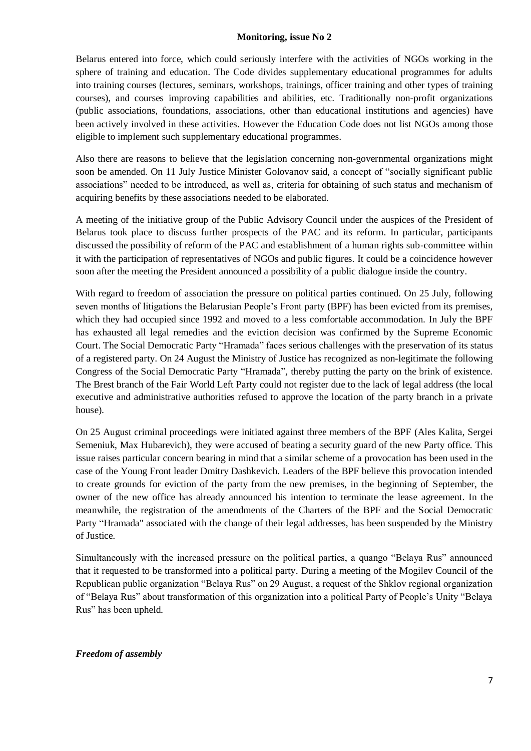Belarus entered into force, which could seriously interfere with the activities of NGOs working in the sphere of training and education. The Code divides supplementary educational programmes for adults into training courses (lectures, seminars, workshops, trainings, officer training and other types of training courses), and courses improving capabilities and abilities, etc. Traditionally non-profit organizations (public associations, foundations, associations, other than educational institutions and agencies) have been actively involved in these activities. However the Education Code does not list NGOs among those eligible to implement such supplementary educational programmes.

Also there are reasons to believe that the legislation concerning non-governmental organizations might soon be amended. On 11 July Justice Minister Golovanov said, a concept of "socially significant public associations" needed to be introduced, as well as, criteria for obtaining of such status and mechanism of acquiring benefits by these associations needed to be elaborated.

A meeting of the initiative group of the Public Advisory Council under the auspices of the President of Belarus took place to discuss further prospects of the PAC and its reform. In particular, participants discussed the possibility of reform of the PAC and establishment of a human rights sub-committee within it with the participation of representatives of NGOs and public figures. It could be a coincidence however soon after the meeting the President announced a possibility of a public dialogue inside the country.

With regard to freedom of association the pressure on political parties continued. On 25 July, following seven months of litigations the Belarusian People's Front party (BPF) has been evicted from its premises, which they had occupied since 1992 and moved to a less comfortable accommodation. In July the BPF has exhausted all legal remedies and the eviction decision was confirmed by the Supreme Economic Court. The Social Democratic Party "Hramada" faces serious challenges with the preservation of its status of a registered party. On 24 August the Ministry of Justice has recognized as non-legitimate the following Congress of the Social Democratic Party "Hramada", thereby putting the party on the brink of existence. The Brest branch of the Fair World Left Party could not register due to the lack of legal address (the local executive and administrative authorities refused to approve the location of the party branch in a private house).

On 25 August criminal proceedings were initiated against three members of the BPF (Ales Kalita, Sergei Semeniuk, Max Hubarevich), they were accused of beating a security guard of the new Party office. This issue raises particular concern bearing in mind that a similar scheme of a provocation has been used in the case of the Young Front leader Dmitry Dashkevich. Leaders of the BPF believe this provocation intended to create grounds for eviction of the party from the new premises, in the beginning of September, the owner of the new office has already announced his intention to terminate the lease agreement. In the meanwhile, the registration of the amendments of the Charters of the BPF and the Social Democratic Party "Hramada" associated with the change of their legal addresses, has been suspended by the Ministry of Justice.

Simultaneously with the increased pressure on the political parties, a quango "Belaya Rus" announced that it requested to be transformed into a political party. During a meeting of the Mogilev Council of the Republican public organization "Belaya Rus" on 29 August, a request of the Shklov regional organization of "Belaya Rus" about transformation of this organization into a political Party of People's Unity "Belaya Rus" has been upheld.

***Freedom of assembly***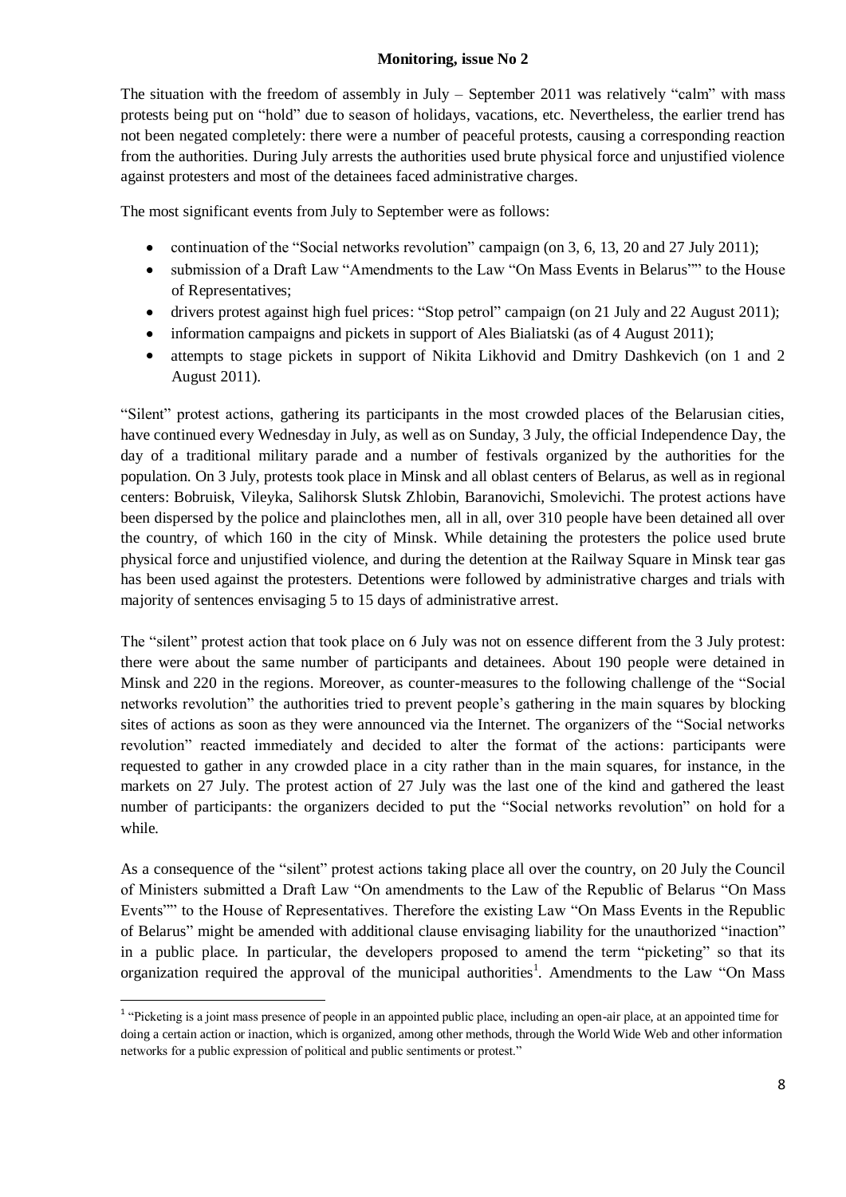**Monitoring, issue No 2**

The situation with the freedom of assembly in July – September 2011 was relatively "calm" with mass protests being put on "hold" due to season of holidays, vacations, etc. Nevertheless, the earlier trend has not been negated completely: there were a number of peaceful protests, causing a corresponding reaction from the authorities. During July arrests the authorities used brute physical force and unjustified violence against protesters and most of the detainees faced administrative charges.

The most significant events from July to September were as follows:

- continuation of the "Social networks revolution" campaign (on 3, 6, 13, 20 and 27 July 2011);
- submission of a Draft Law "Amendments to the Law "On Mass Events in Belarus"" to the House of Representatives;
- drivers protest against high fuel prices: "Stop petrol" campaign (on 21 July and 22 August 2011);
- information campaigns and pickets in support of Ales Bialiatski (as of 4 August 2011);
- attempts to stage pickets in support of Nikita Likhovid and Dmitry Dashkevich (on 1 and 2 August 2011).

"Silent" protest actions, gathering its participants in the most crowded places of the Belarusian cities, have continued every Wednesday in July, as well as on Sunday, 3 July, the official Independence Day, the day of a traditional military parade and a number of festivals organized by the authorities for the population. On 3 July, protests took place in Minsk and all oblast centers of Belarus, as well as in regional centers: Bobruisk, Vileyka, Salihorsk Slutsk Zhlobin, Baranovichi, Smolevichi. The protest actions have been dispersed by the police and plainclothes men, all in all, over 310 people have been detained all over the country, of which 160 in the city of Minsk. While detaining the protesters the police used brute physical force and unjustified violence, and during the detention at the Railway Square in Minsk tear gas has been used against the protesters. Detentions were followed by administrative charges and trials with majority of sentences envisaging 5 to 15 days of administrative arrest.

The "silent" protest action that took place on 6 July was not on essence different from the 3 July protest: there were about the same number of participants and detainees. About 190 people were detained in Minsk and 220 in the regions. Moreover, as counter-measures to the following challenge of the "Social networks revolution" the authorities tried to prevent people's gathering in the main squares by blocking sites of actions as soon as they were announced via the Internet. The organizers of the "Social networks revolution" reacted immediately and decided to alter the format of the actions: participants were requested to gather in any crowded place in a city rather than in the main squares, for instance, in the markets on 27 July. The protest action of 27 July was the last one of the kind and gathered the least number of participants: the organizers decided to put the "Social networks revolution" on hold for a while.

As a consequence of the "silent" protest actions taking place all over the country, on 20 July the Council of Ministers submitted a Draft Law "On amendments to the Law of the Republic of Belarus "On Mass Events"" to the House of Representatives. Therefore the existing Law "On Mass Events in the Republic of Belarus" might be amended with additional clause envisaging liability for the unauthorized "inaction" in a public place. In particular, the developers proposed to amend the term "picketing" so that its organization required the approval of the municipal authorities[1]. Amendments to the Law "On Mass

[1] "Picketing is a joint mass presence of people in an appointed public place, including an open-air place, at an appointed time for doing a certain action or inaction, which is organized, among other methods, through the World Wide Web and other information networks for a public expression of political and public sentiments or protest."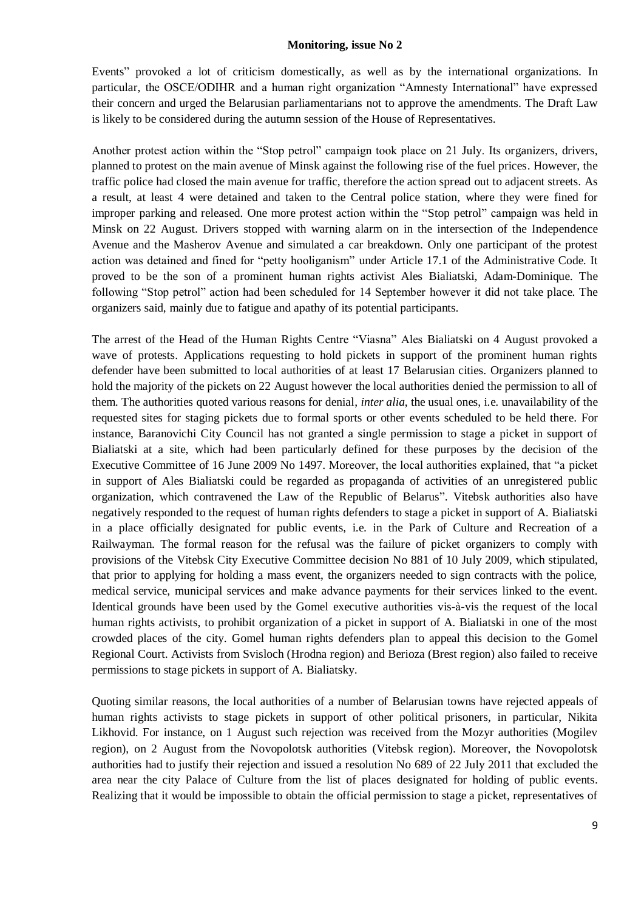Events" provoked a lot of criticism domestically, as well as by the international organizations. In particular, the OSCE/ODIHR and a human right organization "Amnesty International" have expressed their concern and urged the Belarusian parliamentarians not to approve the amendments. The Draft Law is likely to be considered during the autumn session of the House of Representatives.

Another protest action within the "Stop petrol" campaign took place on 21 July. Its organizers, drivers, planned to protest on the main avenue of Minsk against the following rise of the fuel prices. However, the traffic police had closed the main avenue for traffic, therefore the action spread out to adjacent streets. As a result, at least 4 were detained and taken to the Central police station, where they were fined for improper parking and released. One more protest action within the "Stop petrol" campaign was held in Minsk on 22 August. Drivers stopped with warning alarm on in the intersection of the Independence Avenue and the Masherov Avenue and simulated a car breakdown. Only one participant of the protest action was detained and fined for "petty hooliganism" under Article 17.1 of the Administrative Code. It proved to be the son of a prominent human rights activist Ales Bialiatski, Adam-Dominique. The following "Stop petrol" action had been scheduled for 14 September however it did not take place. The organizers said, mainly due to fatigue and apathy of its potential participants.

The arrest of the Head of the Human Rights Centre "Viasna" Ales Bialiatski on 4 August provoked a wave of protests. Applications requesting to hold pickets in support of the prominent human rights defender have been submitted to local authorities of at least 17 Belarusian cities. Organizers planned to hold the majority of the pickets on 22 August however the local authorities denied the permission to all of them. The authorities quoted various reasons for denial, *inter alia*, the usual ones, i.e. unavailability of the requested sites for staging pickets due to formal sports or other events scheduled to be held there. For instance, Baranovichi City Council has not granted a single permission to stage a picket in support of Bialiatski at a site, which had been particularly defined for these purposes by the decision of the Executive Committee of 16 June 2009 No 1497. Moreover, the local authorities explained, that "a picket in support of Ales Bialiatski could be regarded as propaganda of activities of an unregistered public organization, which contravened the Law of the Republic of Belarus". Vitebsk authorities also have negatively responded to the request of human rights defenders to stage a picket in support of A. Bialiatski in a place officially designated for public events, i.e. in the Park of Culture and Recreation of a Railwayman. The formal reason for the refusal was the failure of picket organizers to comply with provisions of the Vitebsk City Executive Committee decision No 881 of 10 July 2009, which stipulated, that prior to applying for holding a mass event, the organizers needed to sign contracts with the police, medical service, municipal services and make advance payments for their services linked to the event. Identical grounds have been used by the Gomel executive authorities vis-à-vis the request of the local human rights activists, to prohibit organization of a picket in support of A. Bialiatski in one of the most crowded places of the city. Gomel human rights defenders plan to appeal this decision to the Gomel Regional Court. Activists from Svisloch (Hrodna region) and Berioza (Brest region) also failed to receive permissions to stage pickets in support of A. Bialiatsky.

Quoting similar reasons, the local authorities of a number of Belarusian towns have rejected appeals of human rights activists to stage pickets in support of other political prisoners, in particular, Nikita Likhovid. For instance, on 1 August such rejection was received from the Mozyr authorities (Mogilev region), on 2 August from the Novopolotsk authorities (Vitebsk region). Moreover, the Novopolotsk authorities had to justify their rejection and issued a resolution No 689 of 22 July 2011 that excluded the area near the city Palace of Culture from the list of places designated for holding of public events. Realizing that it would be impossible to obtain the official permission to stage a picket, representatives of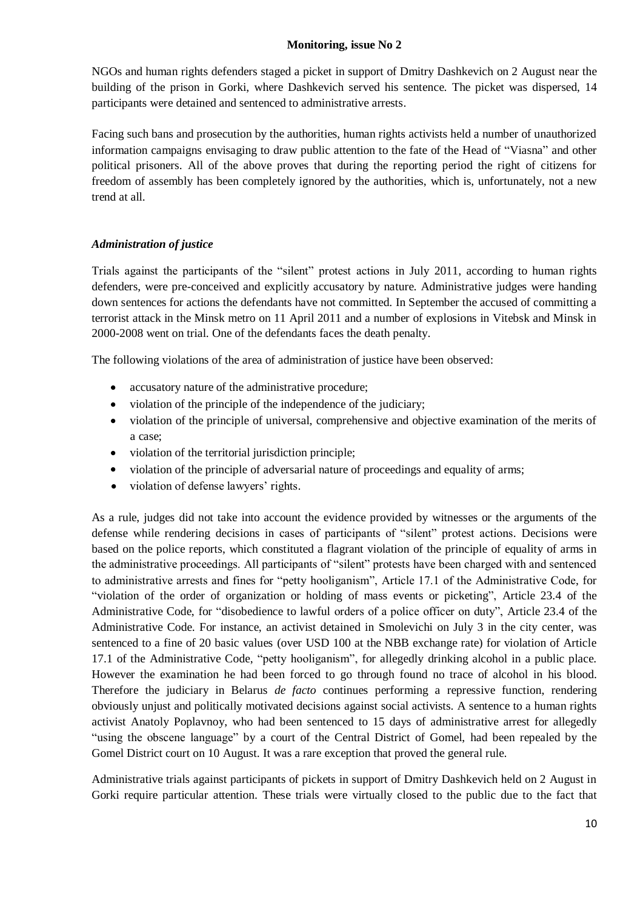NGOs and human rights defenders staged a picket in support of Dmitry Dashkevich on 2 August near the building of the prison in Gorki, where Dashkevich served his sentence. The picket was dispersed, 14 participants were detained and sentenced to administrative arrests.

Facing such bans and prosecution by the authorities, human rights activists held a number of unauthorized information campaigns envisaging to draw public attention to the fate of the Head of "Viasna" and other political prisoners. All of the above proves that during the reporting period the right of citizens for freedom of assembly has been completely ignored by the authorities, which is, unfortunately, not a new trend at all.

### *Administration of justice*

Trials against the participants of the "silent" protest actions in July 2011, according to human rights defenders, were pre-conceived and explicitly accusatory by nature. Administrative judges were handing down sentences for actions the defendants have not committed. In September the accused of committing a terrorist attack in the Minsk metro on 11 April 2011 and a number of explosions in Vitebsk and Minsk in 2000-2008 went on trial. One of the defendants faces the death penalty.

The following violations of the area of administration of justice have been observed:

- accusatory nature of the administrative procedure;
- violation of the principle of the independence of the judiciary;
- violation of the principle of universal, comprehensive and objective examination of the merits of a case;
- violation of the territorial jurisdiction principle;
- violation of the principle of adversarial nature of proceedings and equality of arms;
- violation of defense lawyers' rights.

As a rule, judges did not take into account the evidence provided by witnesses or the arguments of the defense while rendering decisions in cases of participants of "silent" protest actions. Decisions were based on the police reports, which constituted a flagrant violation of the principle of equality of arms in the administrative proceedings. All participants of "silent" protests have been charged with and sentenced to administrative arrests and fines for "petty hooliganism", Article 17.1 of the Administrative Code, for "violation of the order of organization or holding of mass events or picketing", Article 23.4 of the Administrative Code, for "disobedience to lawful orders of a police officer on duty", Article 23.4 of the Administrative Code. For instance, an activist detained in Smolevichi on July 3 in the city center, was sentenced to a fine of 20 basic values (over USD 100 at the NBB exchange rate) for violation of Article 17.1 of the Administrative Code, "petty hooliganism", for allegedly drinking alcohol in a public place. However the examination he had been forced to go through found no trace of alcohol in his blood. Therefore the judiciary in Belarus *de facto* continues performing a repressive function, rendering obviously unjust and politically motivated decisions against social activists. A sentence to a human rights activist Anatoly Poplavnoy, who had been sentenced to 15 days of administrative arrest for allegedly "using the obscene language" by a court of the Central District of Gomel, had been repealed by the Gomel District court on 10 August. It was a rare exception that proved the general rule.

Administrative trials against participants of pickets in support of Dmitry Dashkevich held on 2 August in Gorki require particular attention. These trials were virtually closed to the public due to the fact that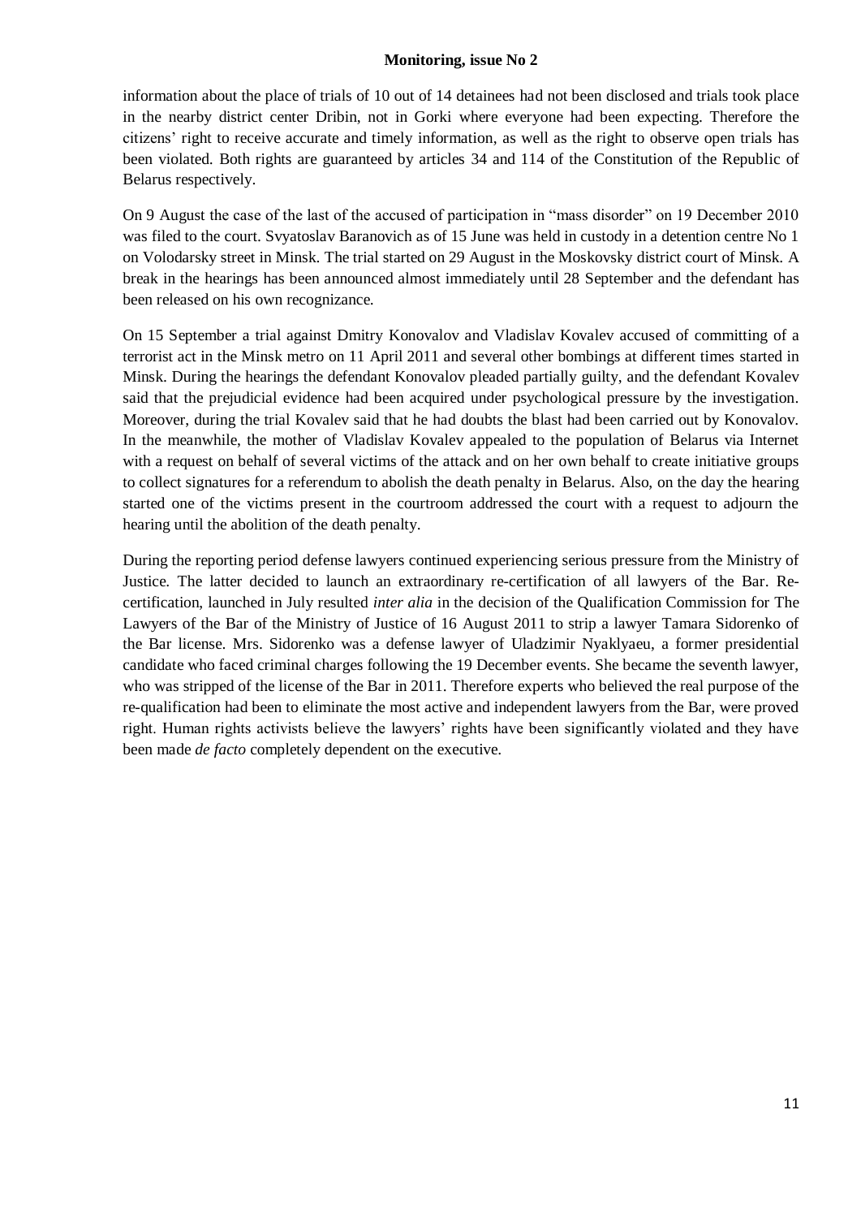information about the place of trials of 10 out of 14 detainees had not been disclosed and trials took place in the nearby district center Dribin, not in Gorki where everyone had been expecting. Therefore the citizens' right to receive accurate and timely information, as well as the right to observe open trials has been violated. Both rights are guaranteed by articles 34 and 114 of the Constitution of the Republic of Belarus respectively.

On 9 August the case of the last of the accused of participation in "mass disorder" on 19 December 2010 was filed to the court. Svyatoslav Baranovich as of 15 June was held in custody in a detention centre No 1 on Volodarsky street in Minsk. The trial started on 29 August in the Moskovsky district court of Minsk. A break in the hearings has been announced almost immediately until 28 September and the defendant has been released on his own recognizance.

On 15 September a trial against Dmitry Konovalov and Vladislav Kovalev accused of committing of a terrorist act in the Minsk metro on 11 April 2011 and several other bombings at different times started in Minsk. During the hearings the defendant Konovalov pleaded partially guilty, and the defendant Kovalev said that the prejudicial evidence had been acquired under psychological pressure by the investigation. Moreover, during the trial Kovalev said that he had doubts the blast had been carried out by Konovalov. In the meanwhile, the mother of Vladislav Kovalev appealed to the population of Belarus via Internet with a request on behalf of several victims of the attack and on her own behalf to create initiative groups to collect signatures for a referendum to abolish the death penalty in Belarus. Also, on the day the hearing started one of the victims present in the courtroom addressed the court with a request to adjourn the hearing until the abolition of the death penalty.

During the reporting period defense lawyers continued experiencing serious pressure from the Ministry of Justice. The latter decided to launch an extraordinary re-certification of all lawyers of the Bar. Re-certification, launched in July resulted *inter alia* in the decision of the Qualification Commission for The Lawyers of the Bar of the Ministry of Justice of 16 August 2011 to strip a lawyer Tamara Sidorenko of the Bar license. Mrs. Sidorenko was a defense lawyer of Uladzimir Nyaklyaeu, a former presidential candidate who faced criminal charges following the 19 December events. She became the seventh lawyer, who was stripped of the license of the Bar in 2011. Therefore experts who believed the real purpose of the re-qualification had been to eliminate the most active and independent lawyers from the Bar, were proved right. Human rights activists believe the lawyers' rights have been significantly violated and they have been made *de facto* completely dependent on the executive.